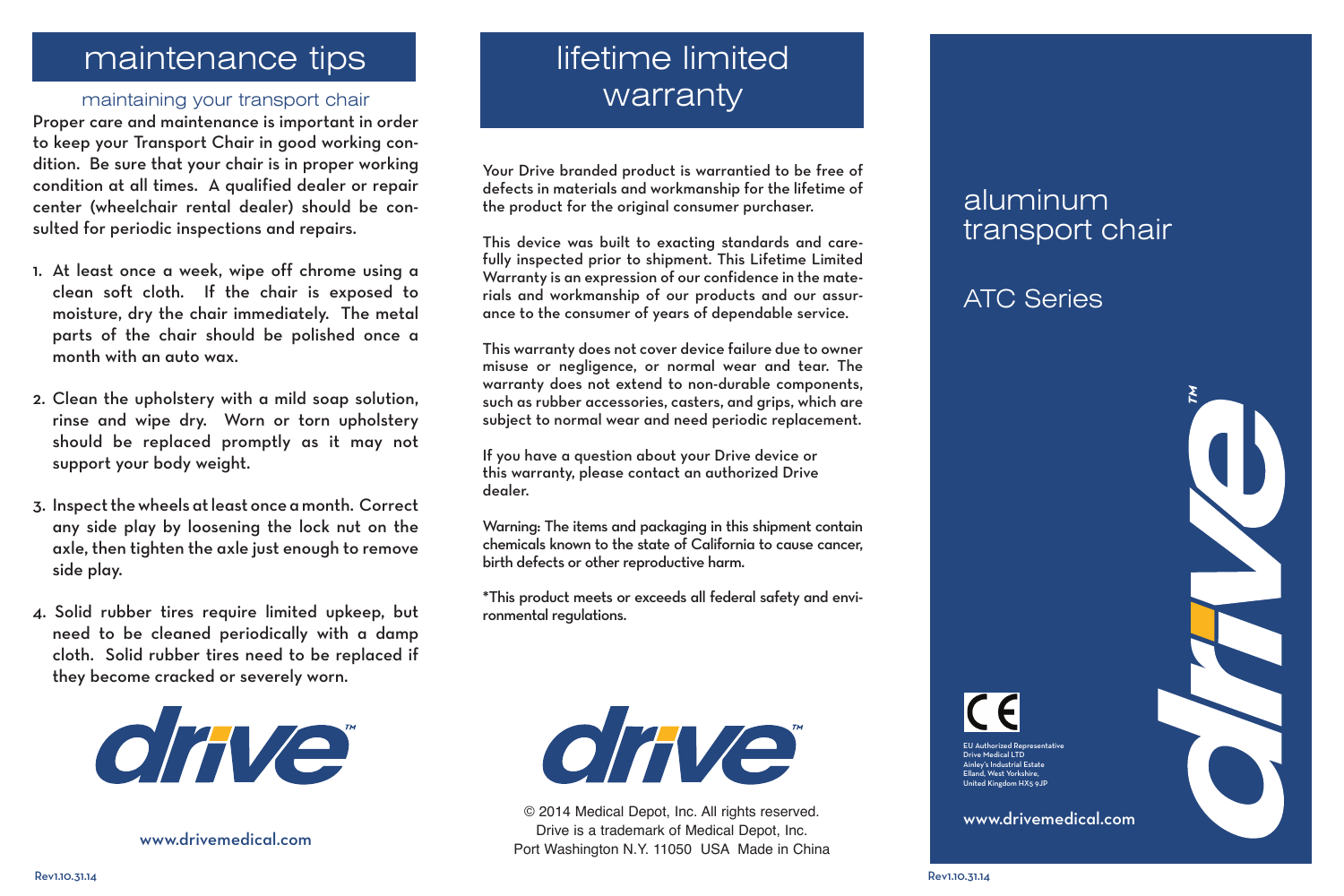# maintenance tips

## maintaining your transport chair

Proper care and maintenance is important in order to keep your Transport Chair in good working condition. Be sure that your chair is in proper working condition at all times. A qualified dealer or repair center (wheelchair rental dealer) should be consulted for periodic inspections and repairs.

1. At least once a week, wipe off chrome using a clean soft cloth. If the chair is exposed to moisture, dry the chair immediately. The metal parts of the chair should be polished once a month with an auto wax.

2. Clean the upholstery with a mild soap solution, rinse and wipe dry. Worn or torn upholstery should be replaced promptly as it may not support your body weight.

3. Inspect the wheels at least once a month. Correct any side play by loosening the lock nut on the axle, then tighten the axle just enough to remove side play.

4. Solid rubber tires require limited upkeep, but need to be cleaned periodically with a damp cloth. Solid rubber tires need to be replaced if they become cracked or severely worn.

drive™

www.drivemedical.com

Rev1.10.31.14

# lifetime limited warranty

Your Drive branded product is warrantied to be free of defects in materials and workmanship for the lifetime of the product for the original consumer purchaser.

This device was built to exacting standards and carefully inspected prior to shipment. This Lifetime Limited Warranty is an expression of our confidence in the materials and workmanship of our products and our assurance to the consumer of years of dependable service.

This warranty does not cover device failure due to owner misuse or negligence, or normal wear and tear. The warranty does not extend to non-durable components, such as rubber accessories, casters, and grips, which are subject to normal wear and need periodic replacement.

If you have a question about your Drive device or this warranty, please contact an authorized Drive dealer.

Warning: The items and packaging in this shipment contain chemicals known to the state of California to cause cancer, birth defects or other reproductive harm.

*This product meets or exceeds all federal safety and environmental regulations.

drive™

© 2014 Medical Depot, Inc. All rights reserved.
Drive is a trademark of Medical Depot, Inc.
Port Washington N.Y. 11050 USA Made in China

# aluminum transport chair

## ATC Series

drive™

CE

EU Authorized Representative
Drive Medical LTD
Ainley's Industrial Estate
Elland, West Yorkshire,
United Kingdom HX5 9JP

www.drivemedical.com

Rev1.10.31.14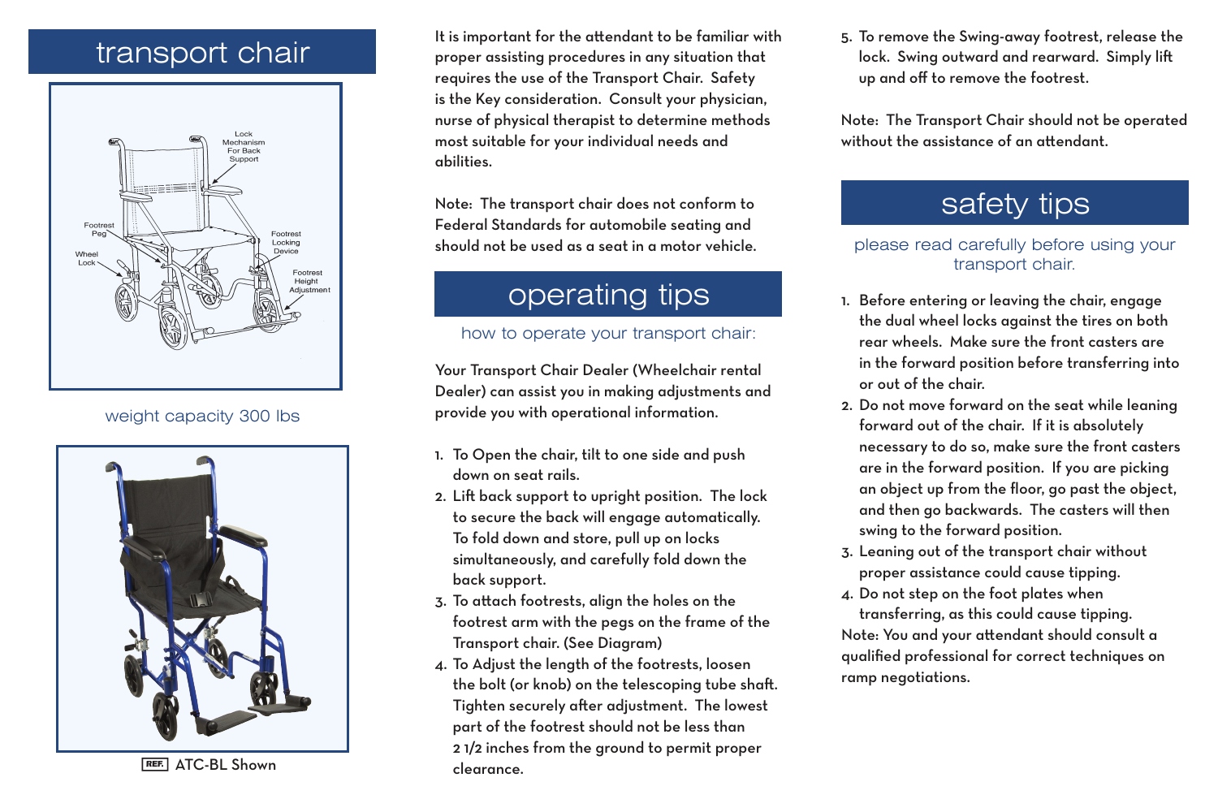# transport chair

Lock Mechanism For Back Support

Footrest Peg

Wheel Lock

Footrest Locking Device

Footrest Height Adjustment

weight capacity 300 lbs

REF. ATC-BL Shown

It is important for the attendant to be familiar with proper assisting procedures in any situation that requires the use of the Transport Chair. Safety is the Key consideration. Consult your physician, nurse of physical therapist to determine methods most suitable for your individual needs and abilities.

Note: The transport chair does not conform to Federal Standards for automobile seating and should not be used as a seat in a motor vehicle.

## operating tips

how to operate your transport chair:

Your Transport Chair Dealer (Wheelchair rental Dealer) can assist you in making adjustments and provide you with operational information.

1. To Open the chair, tilt to one side and push down on seat rails.
2. Lift back support to upright position. The lock to secure the back will engage automatically. To fold down and store, pull up on locks simultaneously, and carefully fold down the back support.
3. To attach footrests, align the holes on the footrest arm with the pegs on the frame of the Transport chair. (See Diagram)
4. To Adjust the length of the footrests, loosen the bolt (or knob) on the telescoping tube shaft. Tighten securely after adjustment. The lowest part of the footrest should not be less than 2 1/2 inches from the ground to permit proper clearance.
5. To remove the Swing-away footrest, release the lock. Swing outward and rearward. Simply lift up and off to remove the footrest.

Note: The Transport Chair should not be operated without the assistance of an attendant.

## safety tips

please read carefully before using your transport chair.

1. Before entering or leaving the chair, engage the dual wheel locks against the tires on both rear wheels. Make sure the front casters are in the forward position before transferring into or out of the chair.
2. Do not move forward on the seat while leaning forward out of the chair. If it is absolutely necessary to do so, make sure the front casters are in the forward position. If you are picking an object up from the floor, go past the object, and then go backwards. The casters will then swing to the forward position.
3. Leaning out of the transport chair without proper assistance could cause tipping.
4. Do not step on the foot plates when transferring, as this could cause tipping.

Note: You and your attendant should consult a qualified professional for correct techniques on ramp negotiations.